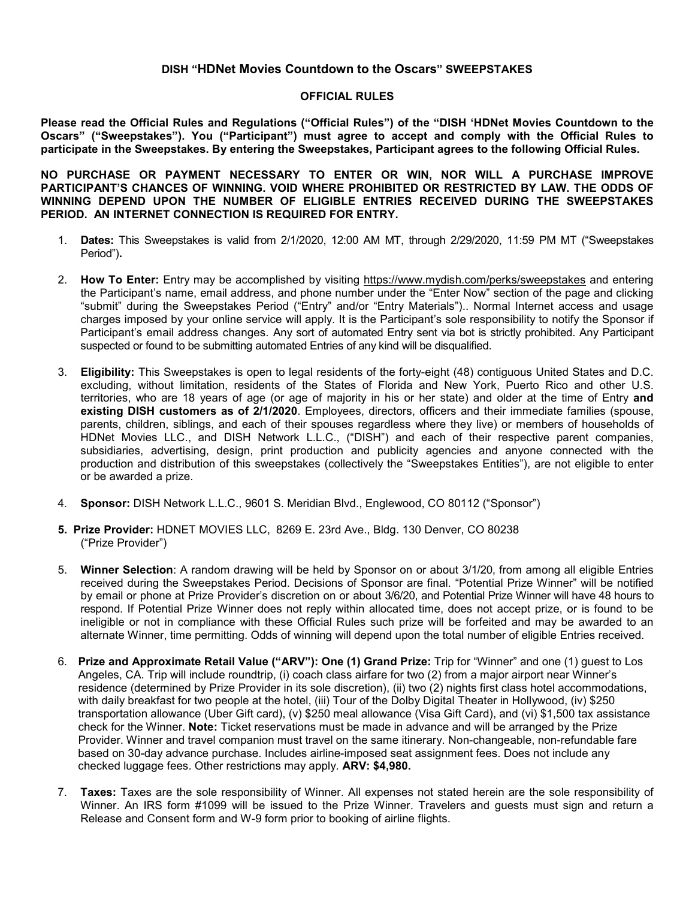## DISH "HDNet Movies Countdown to the Oscars" SWEEPSTAKES

## OFFICIAL RULES

**Please read the Official Rules and Regulations ("Official Rules") of the "DISH 'HDNet Movies Countdown to the Oscars" ("Sweepstakes"). You ("Participant") must agree to accept and comply with the Official Rules to participate in the Sweepstakes. By entering the Sweepstakes, Participant agrees to the following Official Rules.**

**NO PURCHASE OR PAYMENT NECESSARY TO ENTER OR WIN, NOR WILL A PURCHASE IMPROVE PARTICIPANT'S CHANCES OF WINNING. VOID WHERE PROHIBITED OR RESTRICTED BY LAW. THE ODDS OF WINNING DEPEND UPON THE NUMBER OF ELIGIBLE ENTRIES RECEIVED DURING THE SWEEPSTAKES PERIOD. AN INTERNET CONNECTION IS REQUIRED FOR ENTRY.**

1. **Dates:** This Sweepstakes is valid from 2/1/2020, 12:00 AM MT, through 2/29/2020, 11:59 PM MT ("Sweepstakes Period")**.**

2. **How To Enter:** Entry may be accomplished by visiting https://www.mydish.com/perks/sweepstakes and entering the Participant's name, email address, and phone number under the "Enter Now" section of the page and clicking "submit" during the Sweepstakes Period ("Entry" and/or "Entry Materials").. Normal Internet access and usage charges imposed by your online service will apply. It is the Participant's sole responsibility to notify the Sponsor if Participant's email address changes. Any sort of automated Entry sent via bot is strictly prohibited. Any Participant suspected or found to be submitting automated Entries of any kind will be disqualified.

3. **Eligibility:** This Sweepstakes is open to legal residents of the forty-eight (48) contiguous United States and D.C. excluding, without limitation, residents of the States of Florida and New York, Puerto Rico and other U.S. territories, who are 18 years of age (or age of majority in his or her state) and older at the time of Entry **and existing DISH customers as of 2/1/2020**. Employees, directors, officers and their immediate families (spouse, parents, children, siblings, and each of their spouses regardless where they live) or members of households of HDNet Movies LLC., and DISH Network L.L.C., ("DISH") and each of their respective parent companies, subsidiaries, advertising, design, print production and publicity agencies and anyone connected with the production and distribution of this sweepstakes (collectively the "Sweepstakes Entities"), are not eligible to enter or be awarded a prize.

4. **Sponsor:** DISH Network L.L.C., 9601 S. Meridian Blvd., Englewood, CO 80112 ("Sponsor")

5. **Prize Provider:** HDNET MOVIES LLC, 8269 E. 23rd Ave., Bldg. 130 Denver, CO 80238 ("Prize Provider")

5. **Winner Selection**: A random drawing will be held by Sponsor on or about 3/1/20, from among all eligible Entries received during the Sweepstakes Period. Decisions of Sponsor are final. "Potential Prize Winner" will be notified by email or phone at Prize Provider's discretion on or about 3/6/20, and Potential Prize Winner will have 48 hours to respond. If Potential Prize Winner does not reply within allocated time, does not accept prize, or is found to be ineligible or not in compliance with these Official Rules such prize will be forfeited and may be awarded to an alternate Winner, time permitting. Odds of winning will depend upon the total number of eligible Entries received.

6. **Prize and Approximate Retail Value ("ARV"): One (1) Grand Prize:** Trip for "Winner" and one (1) guest to Los Angeles, CA. Trip will include roundtrip, (i) coach class airfare for two (2) from a major airport near Winner's residence (determined by Prize Provider in its sole discretion), (ii) two (2) nights first class hotel accommodations, with daily breakfast for two people at the hotel, (iii) Tour of the Dolby Digital Theater in Hollywood, (iv) $250 transportation allowance (Uber Gift card), (v) $250 meal allowance (Visa Gift Card), and (vi) $1,500 tax assistance check for the Winner. **Note:** Ticket reservations must be made in advance and will be arranged by the Prize Provider. Winner and travel companion must travel on the same itinerary. Non-changeable, non-refundable fare based on 30-day advance purchase. Includes airline-imposed seat assignment fees. Does not include any checked luggage fees. Other restrictions may apply. **ARV: $4,980.**

7. **Taxes:** Taxes are the sole responsibility of Winner. All expenses not stated herein are the sole responsibility of Winner. An IRS form #1099 will be issued to the Prize Winner. Travelers and guests must sign and return a Release and Consent form and W-9 form prior to booking of airline flights.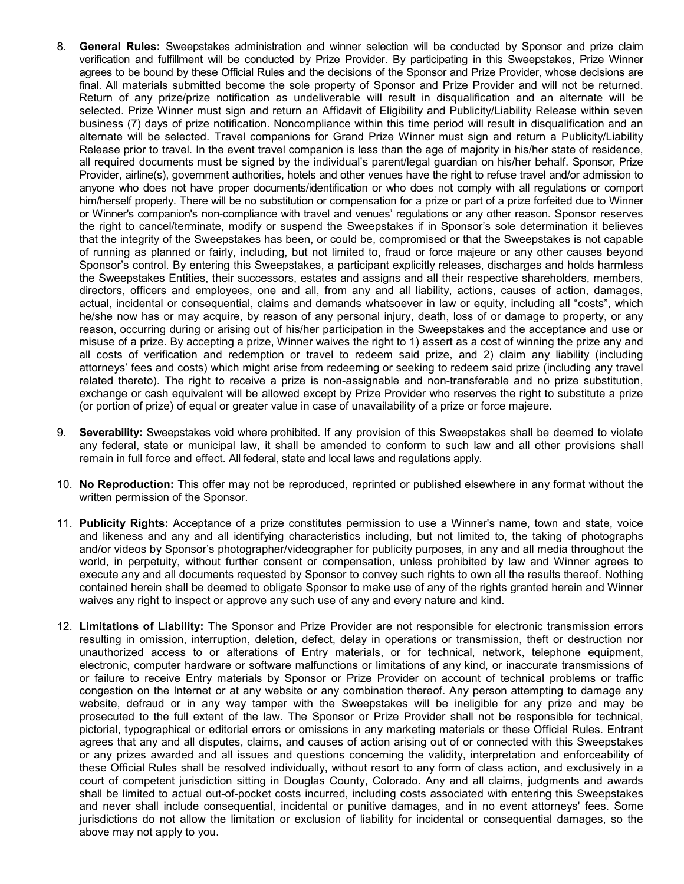8. **General Rules:** Sweepstakes administration and winner selection will be conducted by Sponsor and prize claim verification and fulfillment will be conducted by Prize Provider. By participating in this Sweepstakes, Prize Winner agrees to be bound by these Official Rules and the decisions of the Sponsor and Prize Provider, whose decisions are final. All materials submitted become the sole property of Sponsor and Prize Provider and will not be returned. Return of any prize/prize notification as undeliverable will result in disqualification and an alternate will be selected. Prize Winner must sign and return an Affidavit of Eligibility and Publicity/Liability Release within seven business (7) days of prize notification. Noncompliance within this time period will result in disqualification and an alternate will be selected. Travel companions for Grand Prize Winner must sign and return a Publicity/Liability Release prior to travel. In the event travel companion is less than the age of majority in his/her state of residence, all required documents must be signed by the individual's parent/legal guardian on his/her behalf. Sponsor, Prize Provider, airline(s), government authorities, hotels and other venues have the right to refuse travel and/or admission to anyone who does not have proper documents/identification or who does not comply with all regulations or comport him/herself properly. There will be no substitution or compensation for a prize or part of a prize forfeited due to Winner or Winner's companion's non-compliance with travel and venues' regulations or any other reason. Sponsor reserves the right to cancel/terminate, modify or suspend the Sweepstakes if in Sponsor's sole determination it believes that the integrity of the Sweepstakes has been, or could be, compromised or that the Sweepstakes is not capable of running as planned or fairly, including, but not limited to, fraud or force majeure or any other causes beyond Sponsor's control. By entering this Sweepstakes, a participant explicitly releases, discharges and holds harmless the Sweepstakes Entities, their successors, estates and assigns and all their respective shareholders, members, directors, officers and employees, one and all, from any and all liability, actions, causes of action, damages, actual, incidental or consequential, claims and demands whatsoever in law or equity, including all "costs", which he/she now has or may acquire, by reason of any personal injury, death, loss of or damage to property, or any reason, occurring during or arising out of his/her participation in the Sweepstakes and the acceptance and use or misuse of a prize. By accepting a prize, Winner waives the right to 1) assert as a cost of winning the prize any and all costs of verification and redemption or travel to redeem said prize, and 2) claim any liability (including attorneys' fees and costs) which might arise from redeeming or seeking to redeem said prize (including any travel related thereto). The right to receive a prize is non-assignable and non-transferable and no prize substitution, exchange or cash equivalent will be allowed except by Prize Provider who reserves the right to substitute a prize (or portion of prize) of equal or greater value in case of unavailability of a prize or force majeure.

9. **Severability:** Sweepstakes void where prohibited. If any provision of this Sweepstakes shall be deemed to violate any federal, state or municipal law, it shall be amended to conform to such law and all other provisions shall remain in full force and effect. All federal, state and local laws and regulations apply.

10. **No Reproduction:** This offer may not be reproduced, reprinted or published elsewhere in any format without the written permission of the Sponsor.

11. **Publicity Rights:** Acceptance of a prize constitutes permission to use a Winner's name, town and state, voice and likeness and any and all identifying characteristics including, but not limited to, the taking of photographs and/or videos by Sponsor's photographer/videographer for publicity purposes, in any and all media throughout the world, in perpetuity, without further consent or compensation, unless prohibited by law and Winner agrees to execute any and all documents requested by Sponsor to convey such rights to own all the results thereof. Nothing contained herein shall be deemed to obligate Sponsor to make use of any of the rights granted herein and Winner waives any right to inspect or approve any such use of any and every nature and kind.

12. **Limitations of Liability:** The Sponsor and Prize Provider are not responsible for electronic transmission errors resulting in omission, interruption, deletion, defect, delay in operations or transmission, theft or destruction nor unauthorized access to or alterations of Entry materials, or for technical, network, telephone equipment, electronic, computer hardware or software malfunctions or limitations of any kind, or inaccurate transmissions of or failure to receive Entry materials by Sponsor or Prize Provider on account of technical problems or traffic congestion on the Internet or at any website or any combination thereof. Any person attempting to damage any website, defraud or in any way tamper with the Sweepstakes will be ineligible for any prize and may be prosecuted to the full extent of the law. The Sponsor or Prize Provider shall not be responsible for technical, pictorial, typographical or editorial errors or omissions in any marketing materials or these Official Rules. Entrant agrees that any and all disputes, claims, and causes of action arising out of or connected with this Sweepstakes or any prizes awarded and all issues and questions concerning the validity, interpretation and enforceability of these Official Rules shall be resolved individually, without resort to any form of class action, and exclusively in a court of competent jurisdiction sitting in Douglas County, Colorado. Any and all claims, judgments and awards shall be limited to actual out-of-pocket costs incurred, including costs associated with entering this Sweepstakes and never shall include consequential, incidental or punitive damages, and in no event attorneys' fees. Some jurisdictions do not allow the limitation or exclusion of liability for incidental or consequential damages, so the above may not apply to you.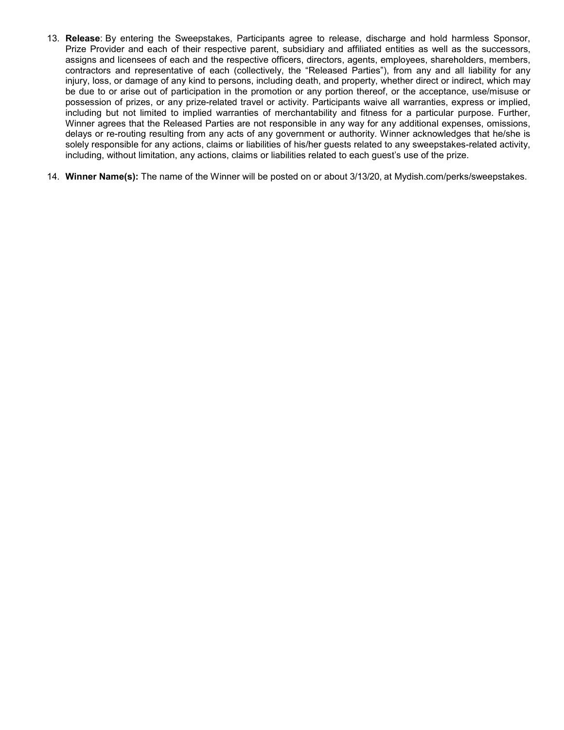13. **Release**: By entering the Sweepstakes, Participants agree to release, discharge and hold harmless Sponsor, Prize Provider and each of their respective parent, subsidiary and affiliated entities as well as the successors, assigns and licensees of each and the respective officers, directors, agents, employees, shareholders, members, contractors and representative of each (collectively, the "Released Parties"), from any and all liability for any injury, loss, or damage of any kind to persons, including death, and property, whether direct or indirect, which may be due to or arise out of participation in the promotion or any portion thereof, or the acceptance, use/misuse or possession of prizes, or any prize-related travel or activity. Participants waive all warranties, express or implied, including but not limited to implied warranties of merchantability and fitness for a particular purpose. Further, Winner agrees that the Released Parties are not responsible in any way for any additional expenses, omissions, delays or re-routing resulting from any acts of any government or authority. Winner acknowledges that he/she is solely responsible for any actions, claims or liabilities of his/her guests related to any sweepstakes-related activity, including, without limitation, any actions, claims or liabilities related to each guest's use of the prize.

14. **Winner Name(s):** The name of the Winner will be posted on or about 3/13/20, at Mydish.com/perks/sweepstakes.